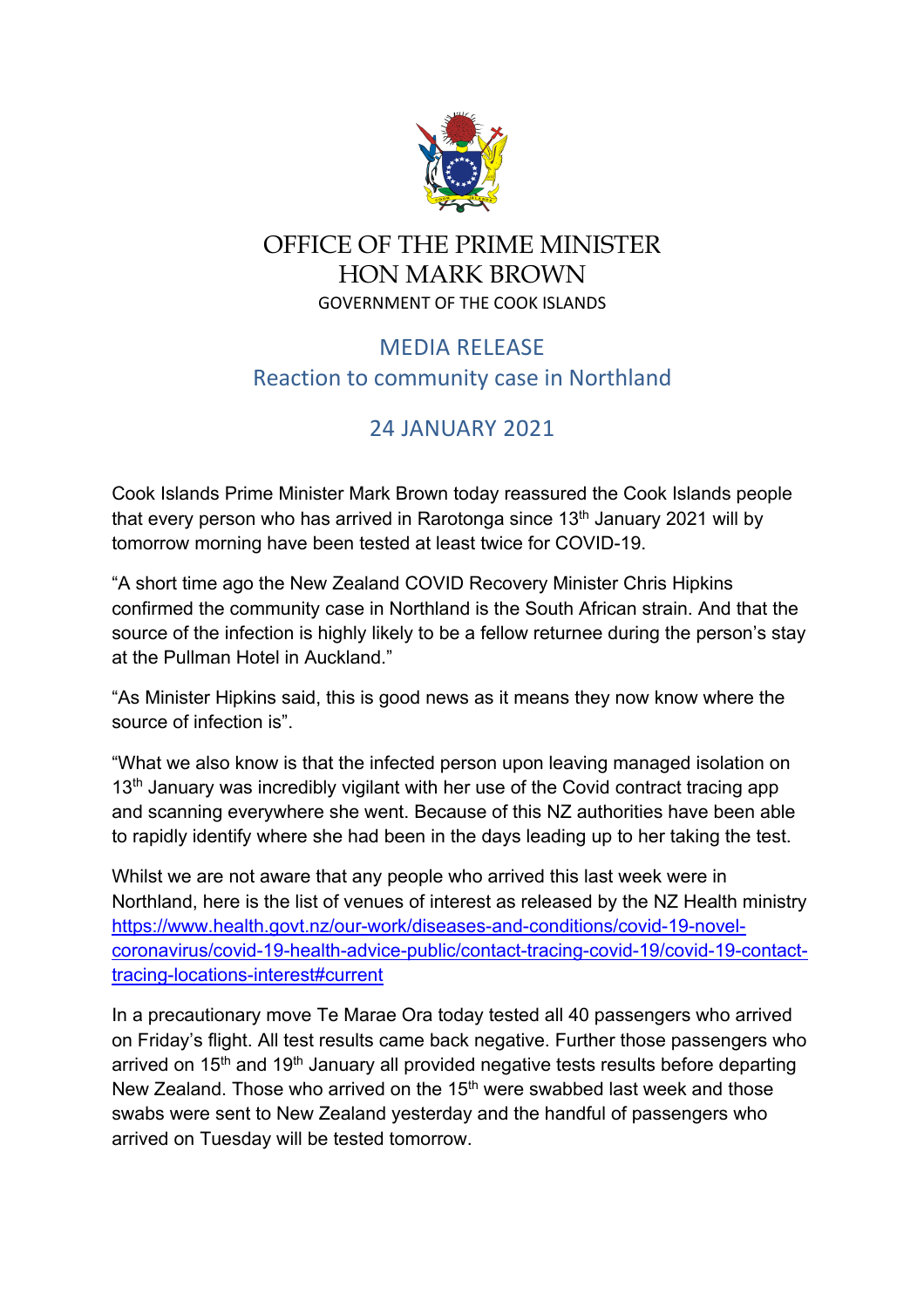# OFFICE OF THE PRIME MINISTER
# HON MARK BROWN

GOVERNMENT OF THE COOK ISLANDS

## MEDIA RELEASE
## Reaction to community case in Northland

## 24 JANUARY 2021

Cook Islands Prime Minister Mark Brown today reassured the Cook Islands people that every person who has arrived in Rarotonga since 13th January 2021 will by tomorrow morning have been tested at least twice for COVID-19.

"A short time ago the New Zealand COVID Recovery Minister Chris Hipkins confirmed the community case in Northland is the South African strain. And that the source of the infection is highly likely to be a fellow returnee during the person's stay at the Pullman Hotel in Auckland."

"As Minister Hipkins said, this is good news as it means they now know where the source of infection is".

"What we also know is that the infected person upon leaving managed isolation on 13th January was incredibly vigilant with her use of the Covid contract tracing app and scanning everywhere she went. Because of this NZ authorities have been able to rapidly identify where she had been in the days leading up to her taking the test.

Whilst we are not aware that any people who arrived this last week were in Northland, here is the list of venues of interest as released by the NZ Health ministry [https://www.health.govt.nz/our-work/diseases-and-conditions/covid-19-novel-coronavirus/covid-19-health-advice-public/contact-tracing-covid-19/covid-19-contact-tracing-locations-interest#current](https://www.health.govt.nz/our-work/diseases-and-conditions/covid-19-novel-coronavirus/covid-19-health-advice-public/contact-tracing-covid-19/covid-19-contact-tracing-locations-interest#current)

In a precautionary move Te Marae Ora today tested all 40 passengers who arrived on Friday's flight. All test results came back negative. Further those passengers who arrived on 15th and 19th January all provided negative tests results before departing New Zealand. Those who arrived on the 15th were swabbed last week and those swabs were sent to New Zealand yesterday and the handful of passengers who arrived on Tuesday will be tested tomorrow.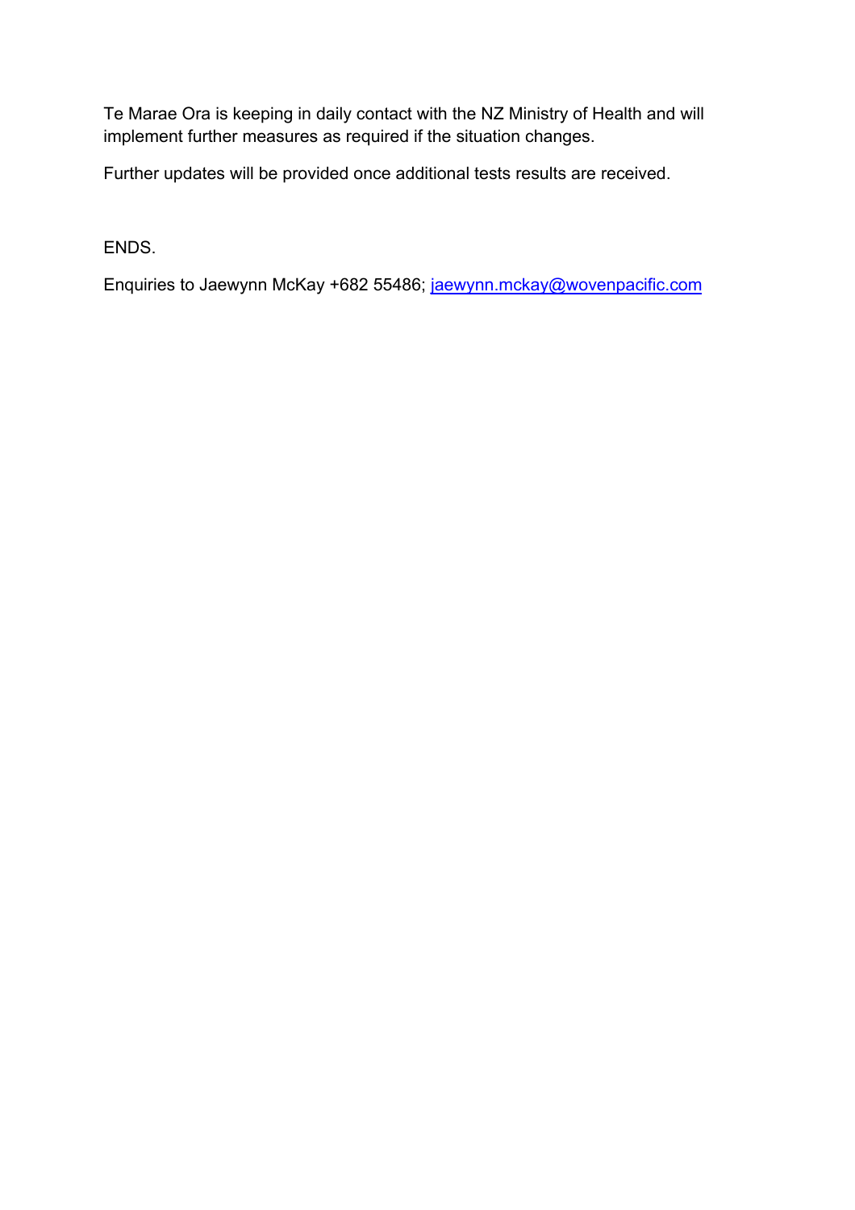Te Marae Ora is keeping in daily contact with the NZ Ministry of Health and will implement further measures as required if the situation changes.

Further updates will be provided once additional tests results are received.

ENDS.

Enquiries to Jaewynn McKay +682 55486; jaewynn.mckay@wovenpacific.com